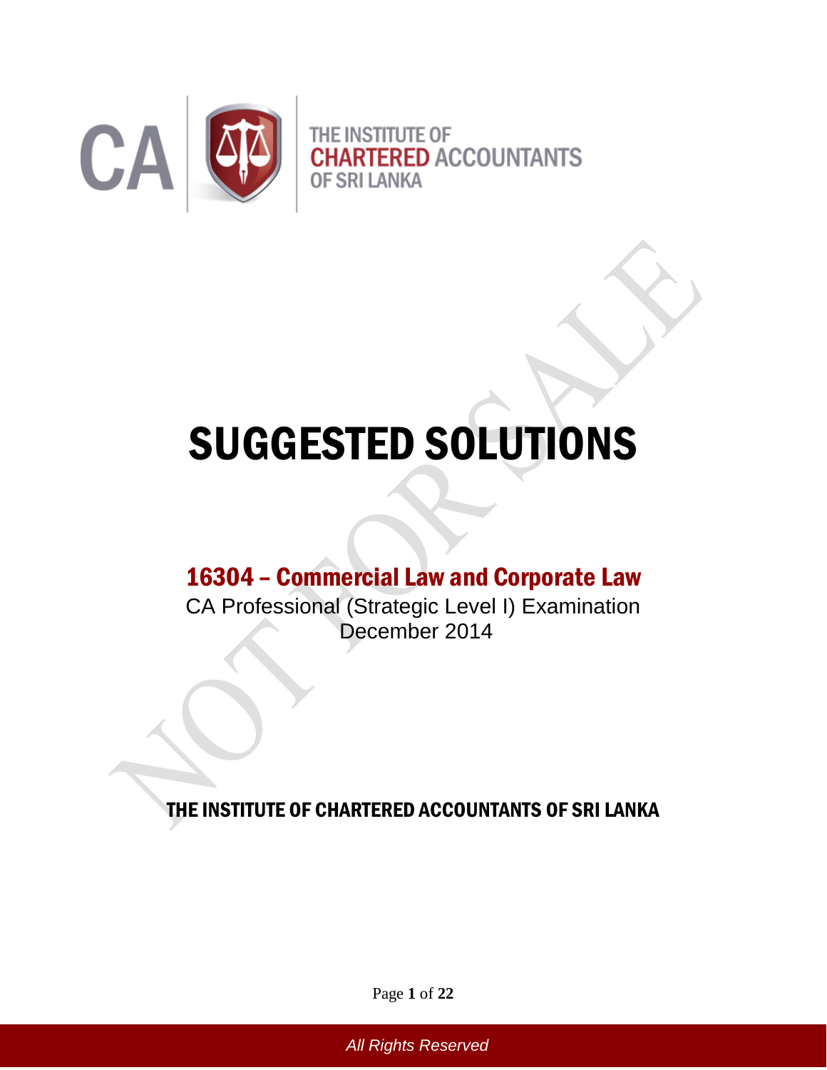CA

THE INSTITUTE OF
CHARTERED ACCOUNTANTS
OF SRI LANKA

# SUGGESTED SOLUTIONS

## 16304 – Commercial Law and Corporate Law

CA Professional (Strategic Level I) Examination
December 2014

THE INSTITUTE OF CHARTERED ACCOUNTANTS OF SRI LANKA

*All Rights Reserved*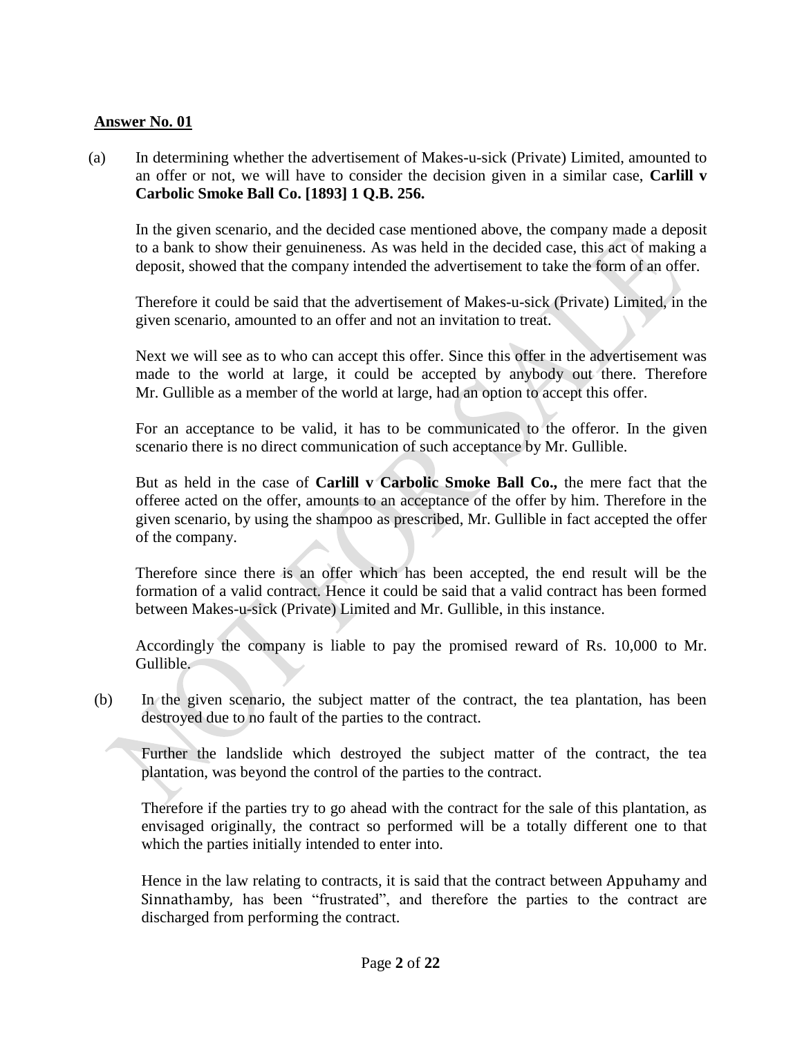**Answer No. 01**

(a) In determining whether the advertisement of Makes-u-sick (Private) Limited, amounted to an offer or not, we will have to consider the decision given in a similar case, **Carlill v Carbolic Smoke Ball Co. [1893] 1 Q.B. 256.**

In the given scenario, and the decided case mentioned above, the company made a deposit to a bank to show their genuineness. As was held in the decided case, this act of making a deposit, showed that the company intended the advertisement to take the form of an offer.

Therefore it could be said that the advertisement of Makes-u-sick (Private) Limited, in the given scenario, amounted to an offer and not an invitation to treat.

Next we will see as to who can accept this offer. Since this offer in the advertisement was made to the world at large, it could be accepted by anybody out there. Therefore Mr. Gullible as a member of the world at large, had an option to accept this offer.

For an acceptance to be valid, it has to be communicated to the offeror. In the given scenario there is no direct communication of such acceptance by Mr. Gullible.

But as held in the case of **Carlill v Carbolic Smoke Ball Co.,** the mere fact that the offeree acted on the offer, amounts to an acceptance of the offer by him. Therefore in the given scenario, by using the shampoo as prescribed, Mr. Gullible in fact accepted the offer of the company.

Therefore since there is an offer which has been accepted, the end result will be the formation of a valid contract. Hence it could be said that a valid contract has been formed between Makes-u-sick (Private) Limited and Mr. Gullible, in this instance.

Accordingly the company is liable to pay the promised reward of Rs. 10,000 to Mr. Gullible.

(b) In the given scenario, the subject matter of the contract, the tea plantation, has been destroyed due to no fault of the parties to the contract.

Further the landslide which destroyed the subject matter of the contract, the tea plantation, was beyond the control of the parties to the contract.

Therefore if the parties try to go ahead with the contract for the sale of this plantation, as envisaged originally, the contract so performed will be a totally different one to that which the parties initially intended to enter into.

Hence in the law relating to contracts, it is said that the contract between Appuhamy and Sinnathamby, has been "frustrated", and therefore the parties to the contract are discharged from performing the contract.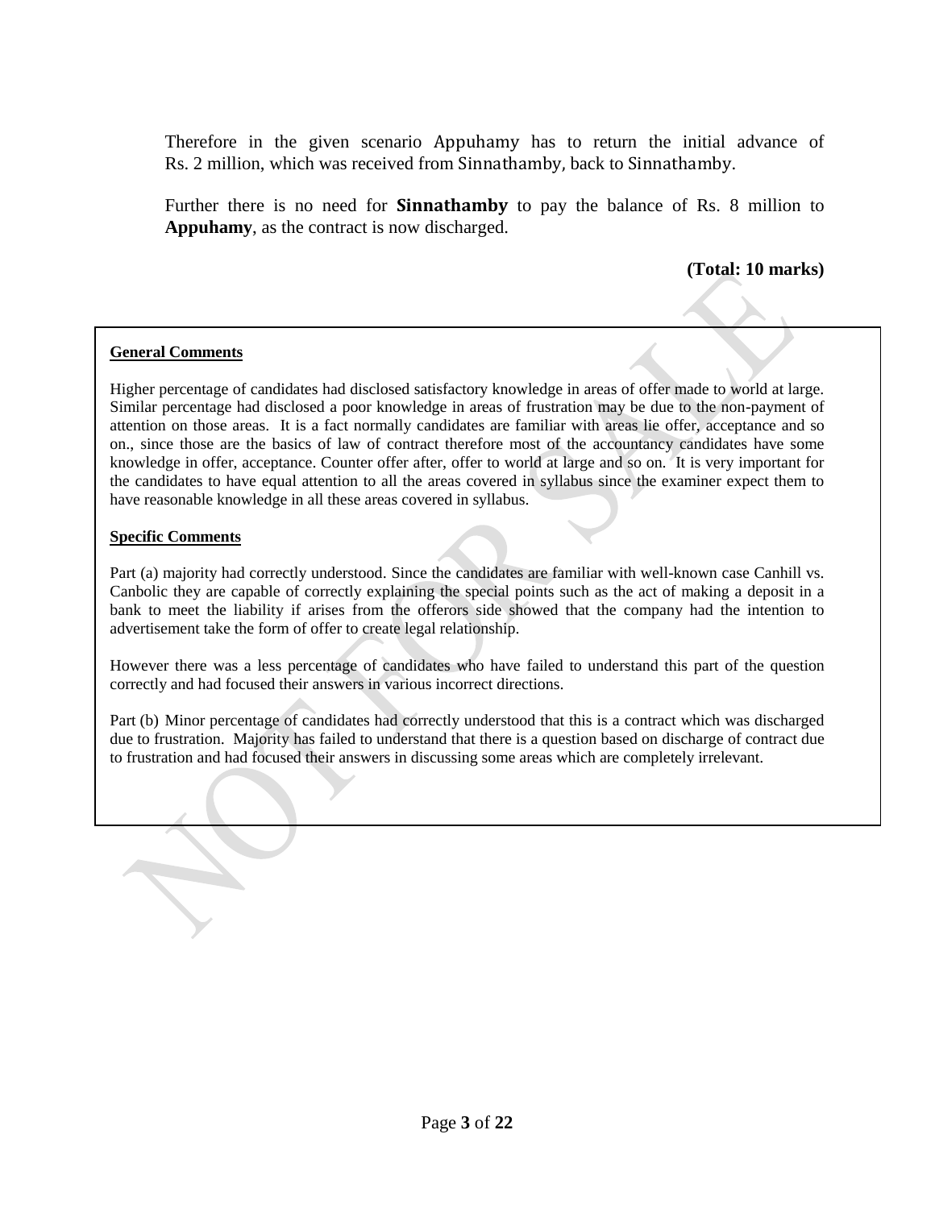Therefore in the given scenario Appuhamy has to return the initial advance of Rs. 2 million, which was received from Sinnathamby, back to Sinnathamby.

Further there is no need for **Sinnathamby** to pay the balance of Rs. 8 million to **Appuhamy**, as the contract is now discharged.

**(Total: 10 marks)**

**General Comments**

Higher percentage of candidates had disclosed satisfactory knowledge in areas of offer made to world at large. Similar percentage had disclosed a poor knowledge in areas of frustration may be due to the non-payment of attention on those areas. It is a fact normally candidates are familiar with areas lie offer, acceptance and so on., since those are the basics of law of contract therefore most of the accountancy candidates have some knowledge in offer, acceptance. Counter offer after, offer to world at large and so on. It is very important for the candidates to have equal attention to all the areas covered in syllabus since the examiner expect them to have reasonable knowledge in all these areas covered in syllabus.

**Specific Comments**

Part (a) majority had correctly understood. Since the candidates are familiar with well-known case Canhill vs. Canbolic they are capable of correctly explaining the special points such as the act of making a deposit in a bank to meet the liability if arises from the offerors side showed that the company had the intention to advertisement take the form of offer to create legal relationship.

However there was a less percentage of candidates who have failed to understand this part of the question correctly and had focused their answers in various incorrect directions.

Part (b) Minor percentage of candidates had correctly understood that this is a contract which was discharged due to frustration. Majority has failed to understand that there is a question based on discharge of contract due to frustration and had focused their answers in discussing some areas which are completely irrelevant.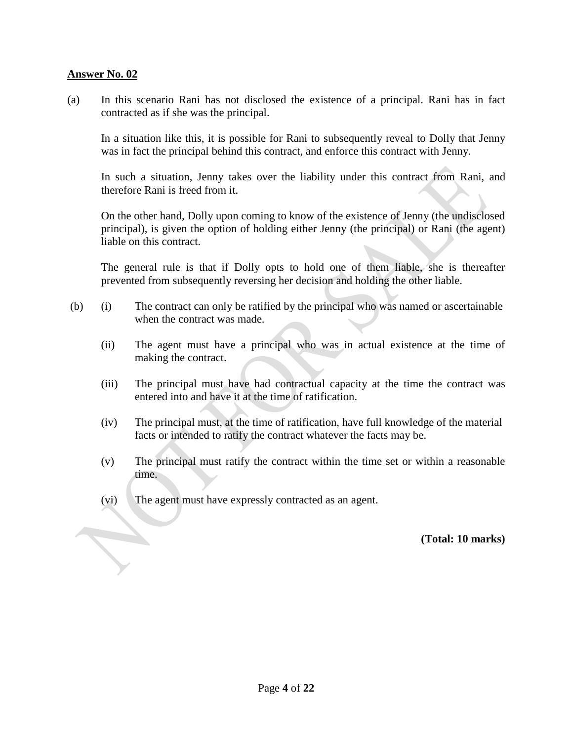**Answer No. 02**

(a) In this scenario Rani has not disclosed the existence of a principal. Rani has in fact contracted as if she was the principal.

In a situation like this, it is possible for Rani to subsequently reveal to Dolly that Jenny was in fact the principal behind this contract, and enforce this contract with Jenny.

In such a situation, Jenny takes over the liability under this contract from Rani, and therefore Rani is freed from it.

On the other hand, Dolly upon coming to know of the existence of Jenny (the undisclosed principal), is given the option of holding either Jenny (the principal) or Rani (the agent) liable on this contract.

The general rule is that if Dolly opts to hold one of them liable, she is thereafter prevented from subsequently reversing her decision and holding the other liable.

(b) (i) The contract can only be ratified by the principal who was named or ascertainable when the contract was made.

(ii) The agent must have a principal who was in actual existence at the time of making the contract.

(iii) The principal must have had contractual capacity at the time the contract was entered into and have it at the time of ratification.

(iv) The principal must, at the time of ratification, have full knowledge of the material facts or intended to ratify the contract whatever the facts may be.

(v) The principal must ratify the contract within the time set or within a reasonable time.

(vi) The agent must have expressly contracted as an agent.

**(Total: 10 marks)**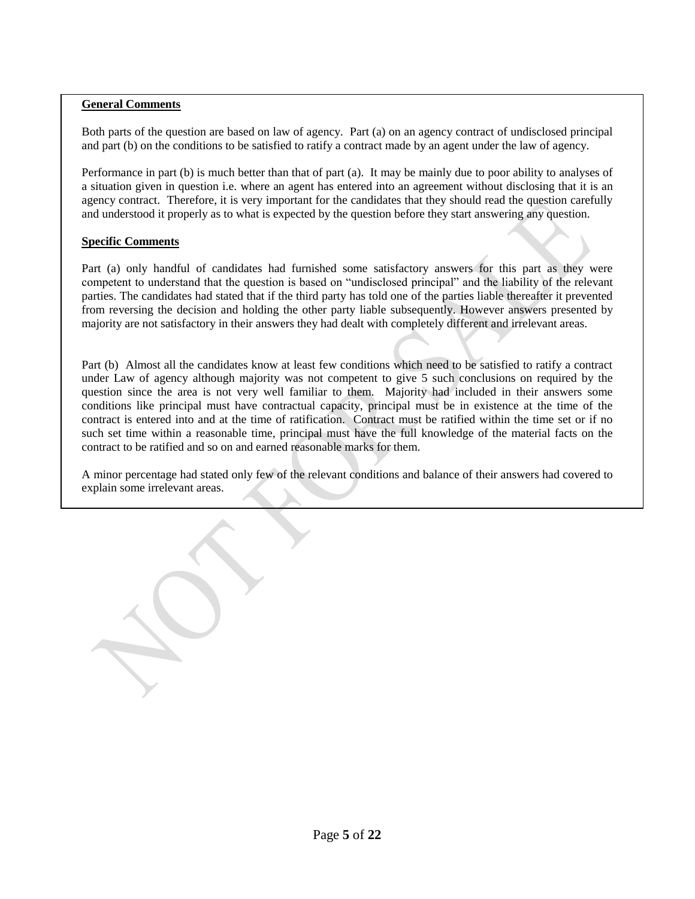**General Comments**

Both parts of the question are based on law of agency. Part (a) on an agency contract of undisclosed principal and part (b) on the conditions to be satisfied to ratify a contract made by an agent under the law of agency.

Performance in part (b) is much better than that of part (a). It may be mainly due to poor ability to analyses of a situation given in question i.e. where an agent has entered into an agreement without disclosing that it is an agency contract. Therefore, it is very important for the candidates that they should read the question carefully and understood it properly as to what is expected by the question before they start answering any question.

**Specific Comments**

Part (a) only handful of candidates had furnished some satisfactory answers for this part as they were competent to understand that the question is based on "undisclosed principal" and the liability of the relevant parties. The candidates had stated that if the third party has told one of the parties liable thereafter it prevented from reversing the decision and holding the other party liable subsequently. However answers presented by majority are not satisfactory in their answers they had dealt with completely different and irrelevant areas.

Part (b) Almost all the candidates know at least few conditions which need to be satisfied to ratify a contract under Law of agency although majority was not competent to give 5 such conclusions on required by the question since the area is not very well familiar to them. Majority had included in their answers some conditions like principal must have contractual capacity, principal must be in existence at the time of the contract is entered into and at the time of ratification. Contract must be ratified within the time set or if no such set time within a reasonable time, principal must have the full knowledge of the material facts on the contract to be ratified and so on and earned reasonable marks for them.

A minor percentage had stated only few of the relevant conditions and balance of their answers had covered to explain some irrelevant areas.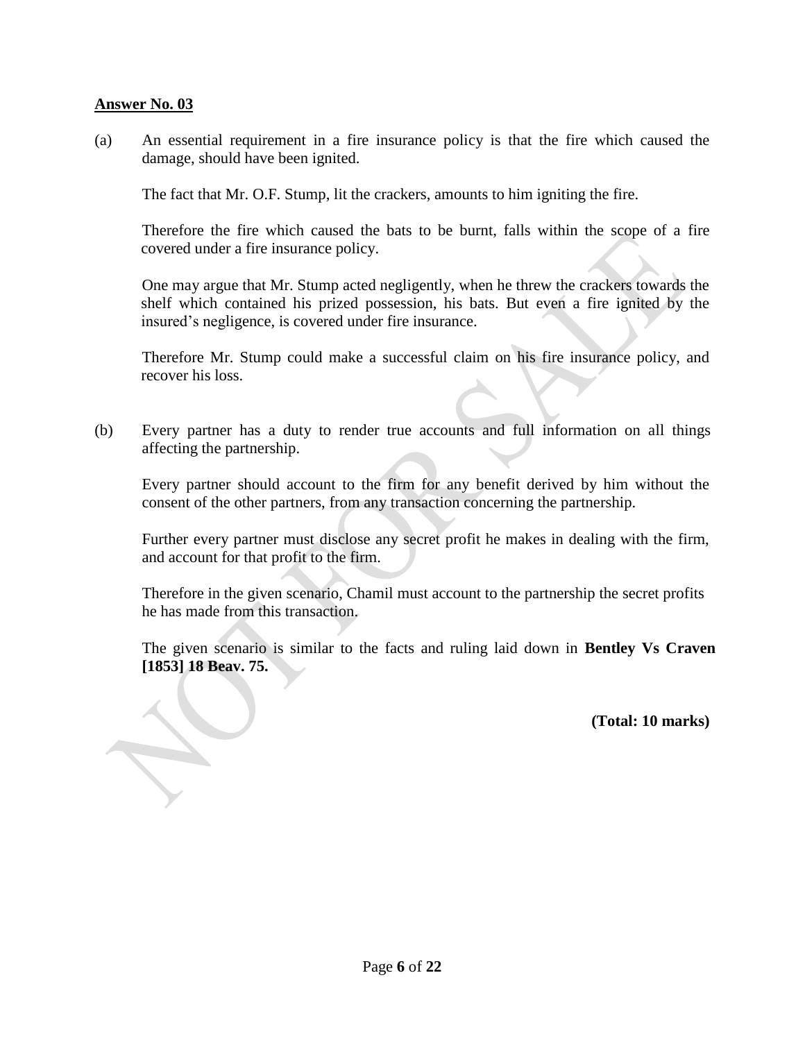**Answer No. 03**

(a) An essential requirement in a fire insurance policy is that the fire which caused the damage, should have been ignited.

The fact that Mr. O.F. Stump, lit the crackers, amounts to him igniting the fire.

Therefore the fire which caused the bats to be burnt, falls within the scope of a fire covered under a fire insurance policy.

One may argue that Mr. Stump acted negligently, when he threw the crackers towards the shelf which contained his prized possession, his bats. But even a fire ignited by the insured's negligence, is covered under fire insurance.

Therefore Mr. Stump could make a successful claim on his fire insurance policy, and recover his loss.

(b) Every partner has a duty to render true accounts and full information on all things affecting the partnership.

Every partner should account to the firm for any benefit derived by him without the consent of the other partners, from any transaction concerning the partnership.

Further every partner must disclose any secret profit he makes in dealing with the firm, and account for that profit to the firm.

Therefore in the given scenario, Chamil must account to the partnership the secret profits he has made from this transaction.

The given scenario is similar to the facts and ruling laid down in **Bentley Vs Craven [1853] 18 Beav. 75.**

**(Total: 10 marks)**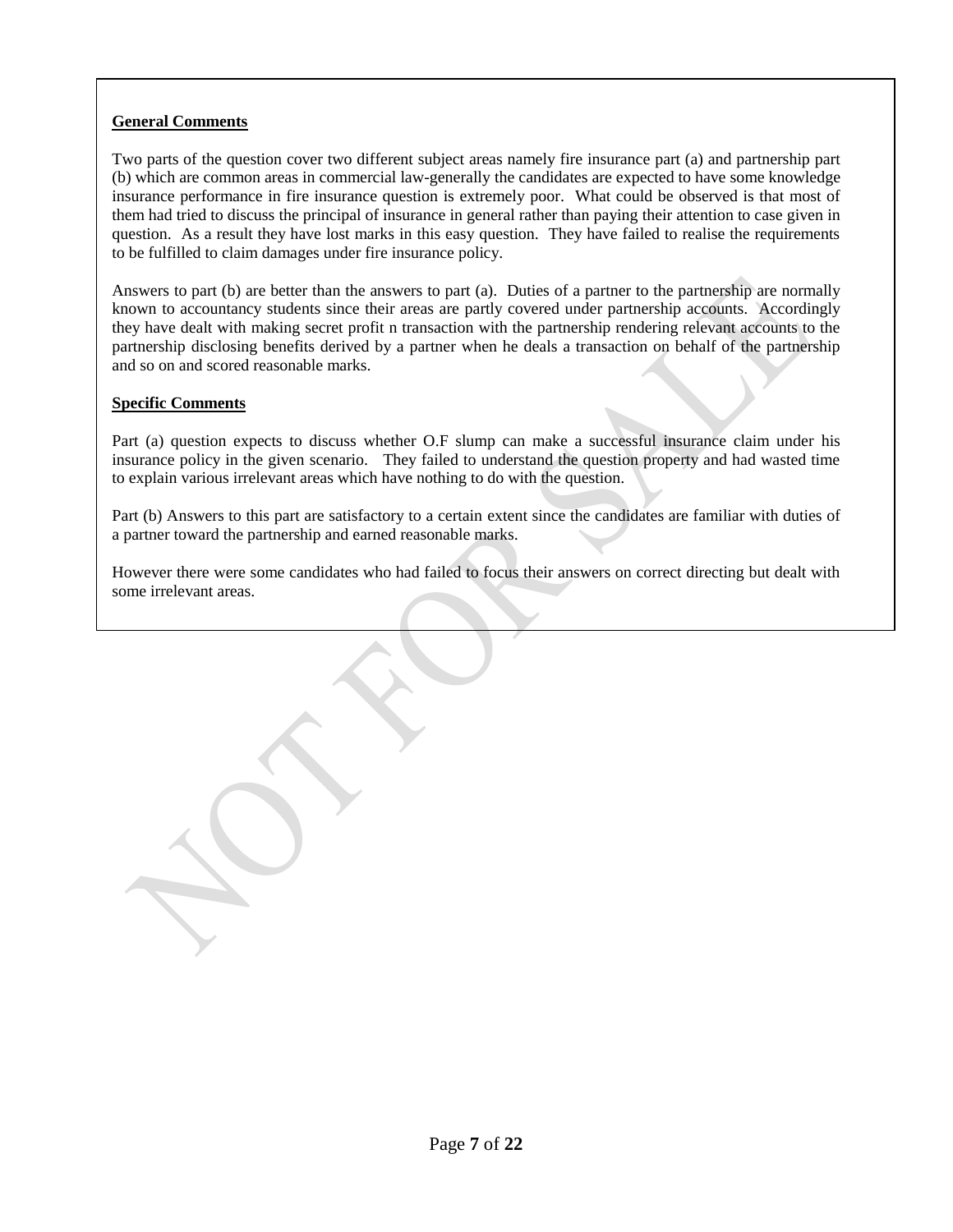**General Comments**

Two parts of the question cover two different subject areas namely fire insurance part (a) and partnership part (b) which are common areas in commercial law-generally the candidates are expected to have some knowledge insurance performance in fire insurance question is extremely poor. What could be observed is that most of them had tried to discuss the principal of insurance in general rather than paying their attention to case given in question. As a result they have lost marks in this easy question. They have failed to realise the requirements to be fulfilled to claim damages under fire insurance policy.

Answers to part (b) are better than the answers to part (a). Duties of a partner to the partnership are normally known to accountancy students since their areas are partly covered under partnership accounts. Accordingly they have dealt with making secret profit n transaction with the partnership rendering relevant accounts to the partnership disclosing benefits derived by a partner when he deals a transaction on behalf of the partnership and so on and scored reasonable marks.

**Specific Comments**

Part (a) question expects to discuss whether O.F slump can make a successful insurance claim under his insurance policy in the given scenario. They failed to understand the question property and had wasted time to explain various irrelevant areas which have nothing to do with the question.

Part (b) Answers to this part are satisfactory to a certain extent since the candidates are familiar with duties of a partner toward the partnership and earned reasonable marks.

However there were some candidates who had failed to focus their answers on correct directing but dealt with some irrelevant areas.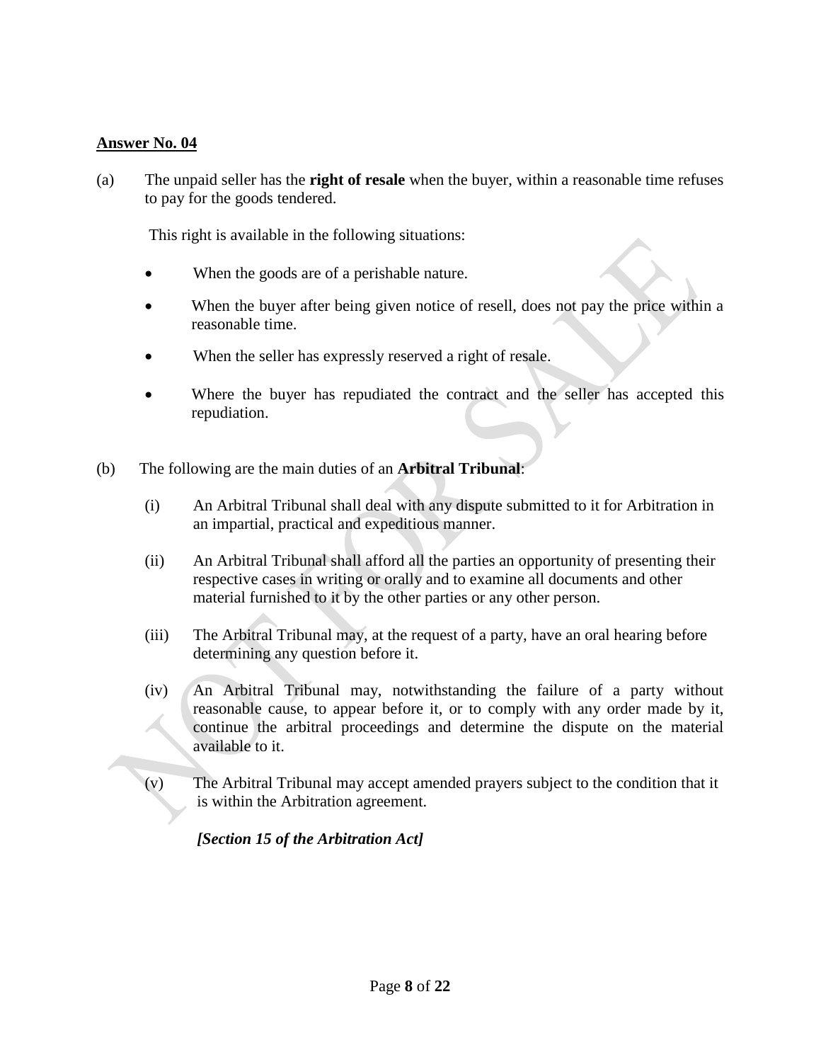**<u>Answer No. 04</u>**

(a) The unpaid seller has the **right of resale** when the buyer, within a reasonable time refuses to pay for the goods tendered.

This right is available in the following situations:

- When the goods are of a perishable nature.
- When the buyer after being given notice of resell, does not pay the price within a reasonable time.
- When the seller has expressly reserved a right of resale.
- Where the buyer has repudiated the contract and the seller has accepted this repudiation.

(b) The following are the main duties of an **Arbitral Tribunal**:

(i) An Arbitral Tribunal shall deal with any dispute submitted to it for Arbitration in an impartial, practical and expeditious manner.

(ii) An Arbitral Tribunal shall afford all the parties an opportunity of presenting their respective cases in writing or orally and to examine all documents and other material furnished to it by the other parties or any other person.

(iii) The Arbitral Tribunal may, at the request of a party, have an oral hearing before determining any question before it.

(iv) An Arbitral Tribunal may, notwithstanding the failure of a party without reasonable cause, to appear before it, or to comply with any order made by it, continue the arbitral proceedings and determine the dispute on the material available to it.

(v) The Arbitral Tribunal may accept amended prayers subject to the condition that it is within the Arbitration agreement.

***[Section 15 of the Arbitration Act]***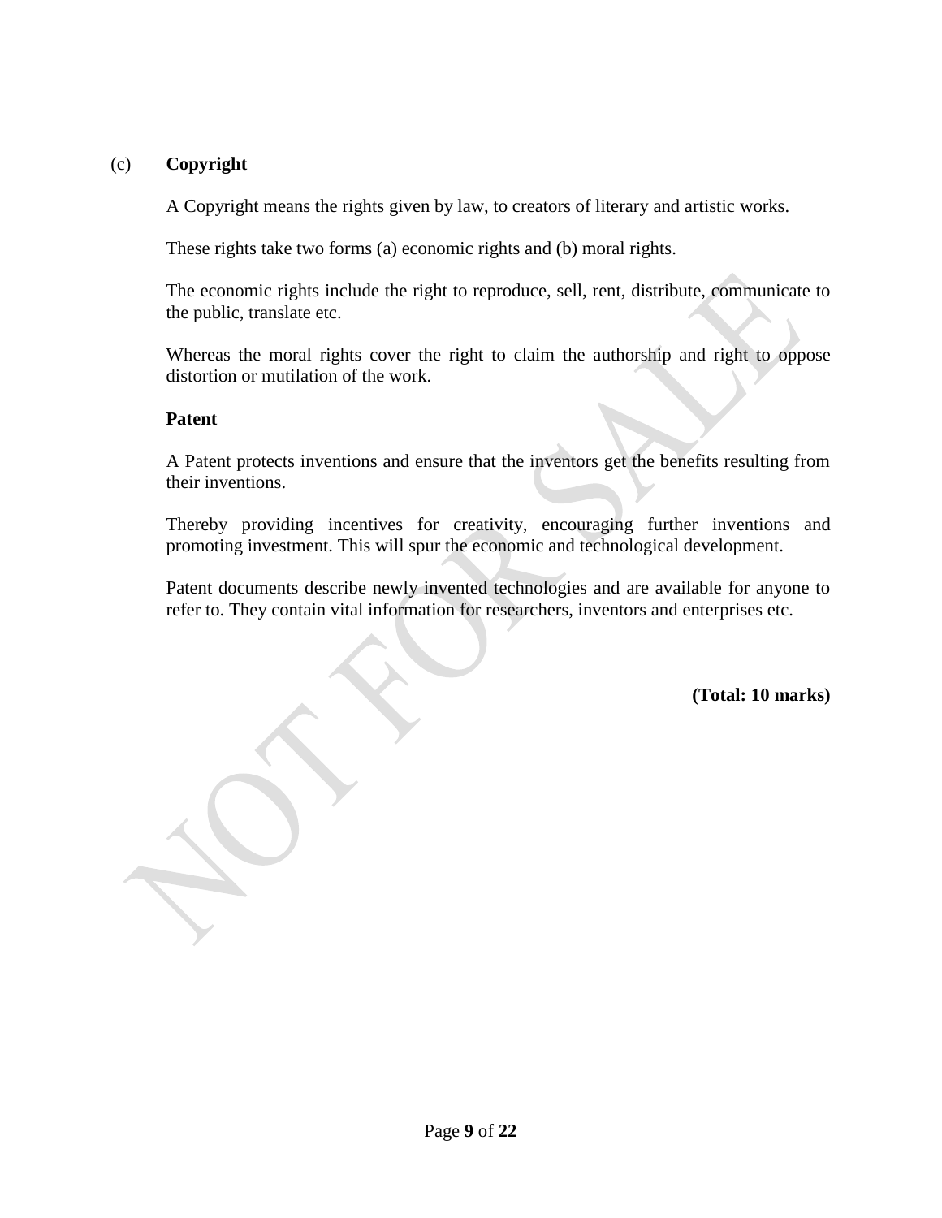(c) **Copyright**

A Copyright means the rights given by law, to creators of literary and artistic works.

These rights take two forms (a) economic rights and (b) moral rights.

The economic rights include the right to reproduce, sell, rent, distribute, communicate to the public, translate etc.

Whereas the moral rights cover the right to claim the authorship and right to oppose distortion or mutilation of the work.

**Patent**

A Patent protects inventions and ensure that the inventors get the benefits resulting from their inventions.

Thereby providing incentives for creativity, encouraging further inventions and promoting investment. This will spur the economic and technological development.

Patent documents describe newly invented technologies and are available for anyone to refer to. They contain vital information for researchers, inventors and enterprises etc.

**(Total: 10 marks)**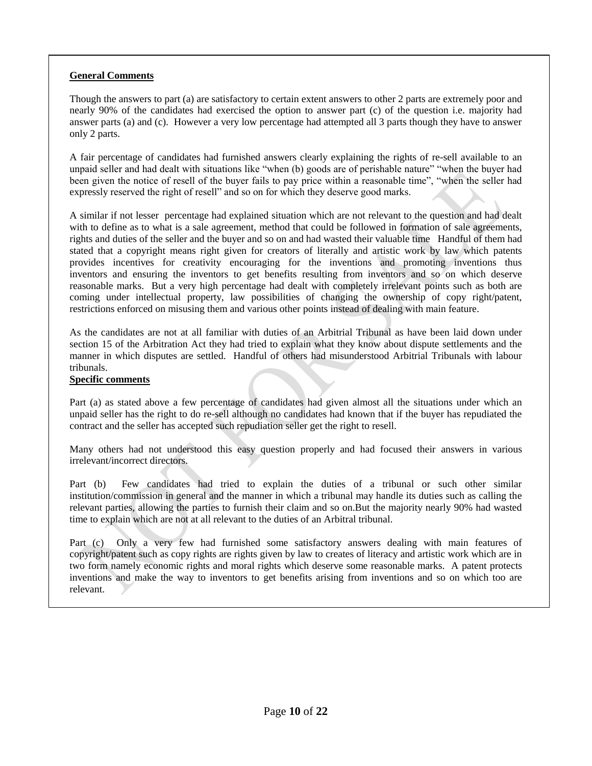**General Comments**

Though the answers to part (a) are satisfactory to certain extent answers to other 2 parts are extremely poor and nearly 90% of the candidates had exercised the option to answer part (c) of the question i.e. majority had answer parts (a) and (c). However a very low percentage had attempted all 3 parts though they have to answer only 2 parts.

A fair percentage of candidates had furnished answers clearly explaining the rights of re-sell available to an unpaid seller and had dealt with situations like "when (b) goods are of perishable nature" "when the buyer had been given the notice of resell of the buyer fails to pay price within a reasonable time", "when the seller had expressly reserved the right of resell" and so on for which they deserve good marks.

A similar if not lesser percentage had explained situation which are not relevant to the question and had dealt with to define as to what is a sale agreement, method that could be followed in formation of sale agreements, rights and duties of the seller and the buyer and so on and had wasted their valuable time Handful of them had stated that a copyright means right given for creators of literally and artistic work by law which patents provides incentives for creativity encouraging for the inventions and promoting inventions thus inventors and ensuring the inventors to get benefits resulting from inventors and so on which deserve reasonable marks. But a very high percentage had dealt with completely irrelevant points such as both are coming under intellectual property, law possibilities of changing the ownership of copy right/patent, restrictions enforced on misusing them and various other points instead of dealing with main feature.

As the candidates are not at all familiar with duties of an Arbitrial Tribunal as have been laid down under section 15 of the Arbitration Act they had tried to explain what they know about dispute settlements and the manner in which disputes are settled. Handful of others had misunderstood Arbitrial Tribunals with labour tribunals.

**Specific comments**

Part (a) as stated above a few percentage of candidates had given almost all the situations under which an unpaid seller has the right to do re-sell although no candidates had known that if the buyer has repudiated the contract and the seller has accepted such repudiation seller get the right to resell.

Many others had not understood this easy question properly and had focused their answers in various irrelevant/incorrect directors.

Part (b) Few candidates had tried to explain the duties of a tribunal or such other similar institution/commission in general and the manner in which a tribunal may handle its duties such as calling the relevant parties, allowing the parties to furnish their claim and so on.But the majority nearly 90% had wasted time to explain which are not at all relevant to the duties of an Arbitral tribunal.

Part (c) Only a very few had furnished some satisfactory answers dealing with main features of copyright/patent such as copy rights are rights given by law to creates of literacy and artistic work which are in two form namely economic rights and moral rights which deserve some reasonable marks. A patent protects inventions and make the way to inventors to get benefits arising from inventions and so on which too are relevant.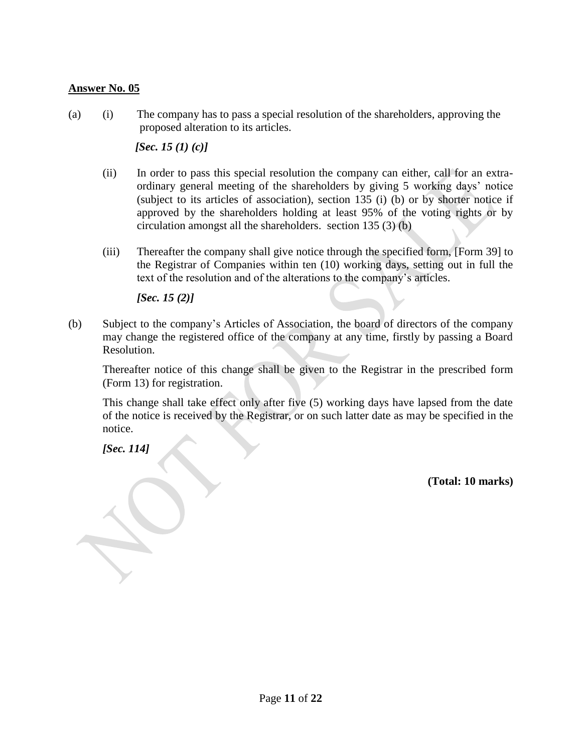**Answer No. 05**

(a) (i) The company has to pass a special resolution of the shareholders, approving the proposed alteration to its articles.

*[Sec. 15 (1) (c)]*

(ii) In order to pass this special resolution the company can either, call for an extra-ordinary general meeting of the shareholders by giving 5 working days' notice (subject to its articles of association), section 135 (i) (b) or by shorter notice if approved by the shareholders holding at least 95% of the voting rights or by circulation amongst all the shareholders. section 135 (3) (b)

(iii) Thereafter the company shall give notice through the specified form, [Form 39] to the Registrar of Companies within ten (10) working days, setting out in full the text of the resolution and of the alterations to the company's articles.

*[Sec. 15 (2)]*

(b) Subject to the company's Articles of Association, the board of directors of the company may change the registered office of the company at any time, firstly by passing a Board Resolution.

Thereafter notice of this change shall be given to the Registrar in the prescribed form (Form 13) for registration.

This change shall take effect only after five (5) working days have lapsed from the date of the notice is received by the Registrar, or on such latter date as may be specified in the notice.

*[Sec. 114]*

**(Total: 10 marks)**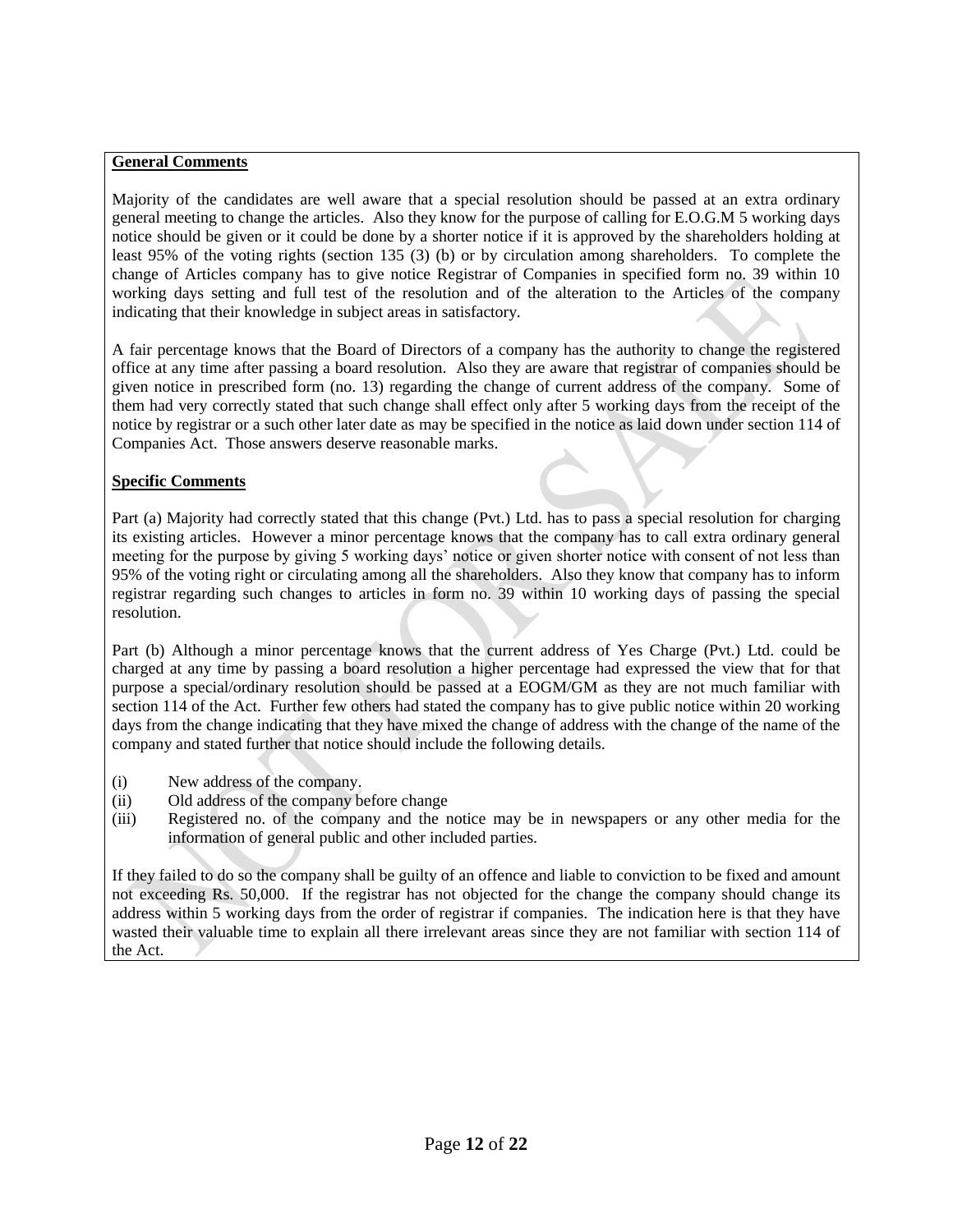**General Comments**

Majority of the candidates are well aware that a special resolution should be passed at an extra ordinary general meeting to change the articles. Also they know for the purpose of calling for E.O.G.M 5 working days notice should be given or it could be done by a shorter notice if it is approved by the shareholders holding at least 95% of the voting rights (section 135 (3) (b) or by circulation among shareholders. To complete the change of Articles company has to give notice Registrar of Companies in specified form no. 39 within 10 working days setting and full test of the resolution and of the alteration to the Articles of the company indicating that their knowledge in subject areas in satisfactory.

A fair percentage knows that the Board of Directors of a company has the authority to change the registered office at any time after passing a board resolution. Also they are aware that registrar of companies should be given notice in prescribed form (no. 13) regarding the change of current address of the company. Some of them had very correctly stated that such change shall effect only after 5 working days from the receipt of the notice by registrar or a such other later date as may be specified in the notice as laid down under section 114 of Companies Act. Those answers deserve reasonable marks.

**Specific Comments**

Part (a) Majority had correctly stated that this change (Pvt.) Ltd. has to pass a special resolution for charging its existing articles. However a minor percentage knows that the company has to call extra ordinary general meeting for the purpose by giving 5 working days' notice or given shorter notice with consent of not less than 95% of the voting right or circulating among all the shareholders. Also they know that company has to inform registrar regarding such changes to articles in form no. 39 within 10 working days of passing the special resolution.

Part (b) Although a minor percentage knows that the current address of Yes Charge (Pvt.) Ltd. could be charged at any time by passing a board resolution a higher percentage had expressed the view that for that purpose a special/ordinary resolution should be passed at a EOGM/GM as they are not much familiar with section 114 of the Act. Further few others had stated the company has to give public notice within 20 working days from the change indicating that they have mixed the change of address with the change of the name of the company and stated further that notice should include the following details.

(i) New address of the company.
(ii) Old address of the company before change
(iii) Registered no. of the company and the notice may be in newspapers or any other media for the information of general public and other included parties.

If they failed to do so the company shall be guilty of an offence and liable to conviction to be fixed and amount not exceeding Rs. 50,000. If the registrar has not objected for the change the company should change its address within 5 working days from the order of registrar if companies. The indication here is that they have wasted their valuable time to explain all there irrelevant areas since they are not familiar with section 114 of the Act.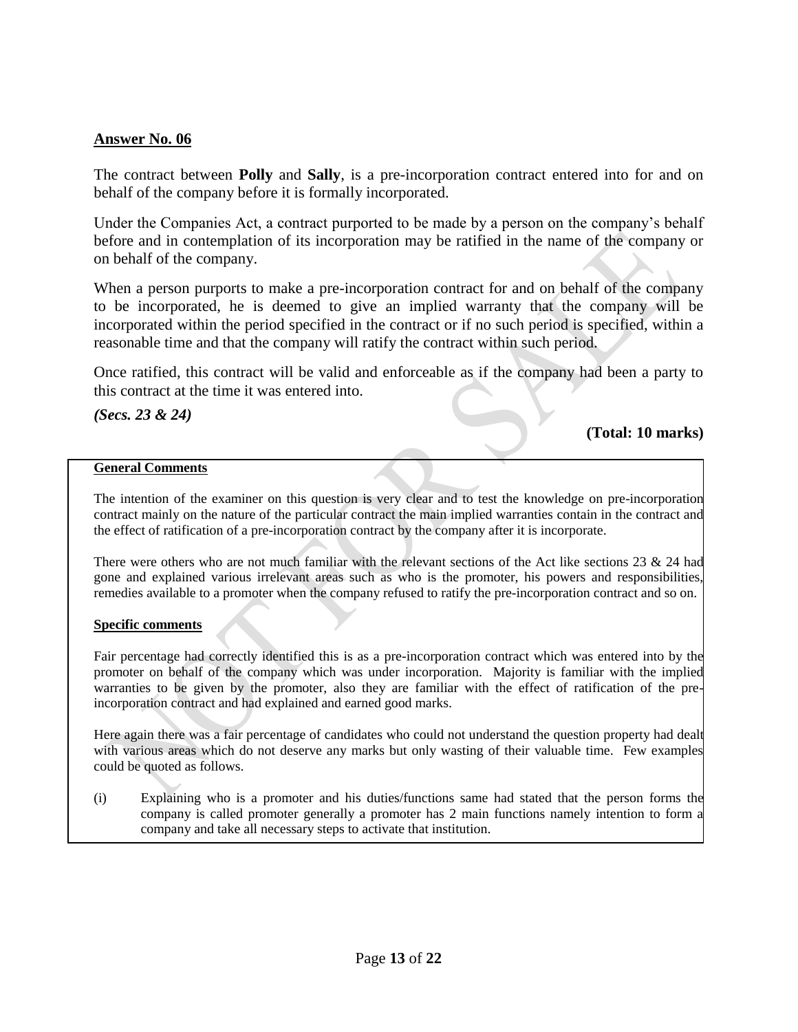## Answer No. 06

The contract between **Polly** and **Sally**, is a pre-incorporation contract entered into for and on behalf of the company before it is formally incorporated.

Under the Companies Act, a contract purported to be made by a person on the company's behalf before and in contemplation of its incorporation may be ratified in the name of the company or on behalf of the company.

When a person purports to make a pre-incorporation contract for and on behalf of the company to be incorporated, he is deemed to give an implied warranty that the company will be incorporated within the period specified in the contract or if no such period is specified, within a reasonable time and that the company will ratify the contract within such period.

Once ratified, this contract will be valid and enforceable as if the company had been a party to this contract at the time it was entered into.

***(Secs. 23 & 24)***

**(Total: 10 marks)**

**General Comments**

The intention of the examiner on this question is very clear and to test the knowledge on pre-incorporation contract mainly on the nature of the particular contract the main implied warranties contain in the contract and the effect of ratification of a pre-incorporation contract by the company after it is incorporate.

There were others who are not much familiar with the relevant sections of the Act like sections 23 & 24 had gone and explained various irrelevant areas such as who is the promoter, his powers and responsibilities, remedies available to a promoter when the company refused to ratify the pre-incorporation contract and so on.

**Specific comments**

Fair percentage had correctly identified this is as a pre-incorporation contract which was entered into by the promoter on behalf of the company which was under incorporation. Majority is familiar with the implied warranties to be given by the promoter, also they are familiar with the effect of ratification of the pre-incorporation contract and had explained and earned good marks.

Here again there was a fair percentage of candidates who could not understand the question property had dealt with various areas which do not deserve any marks but only wasting of their valuable time. Few examples could be quoted as follows.

(i) Explaining who is a promoter and his duties/functions same had stated that the person forms the company is called promoter generally a promoter has 2 main functions namely intention to form a company and take all necessary steps to activate that institution.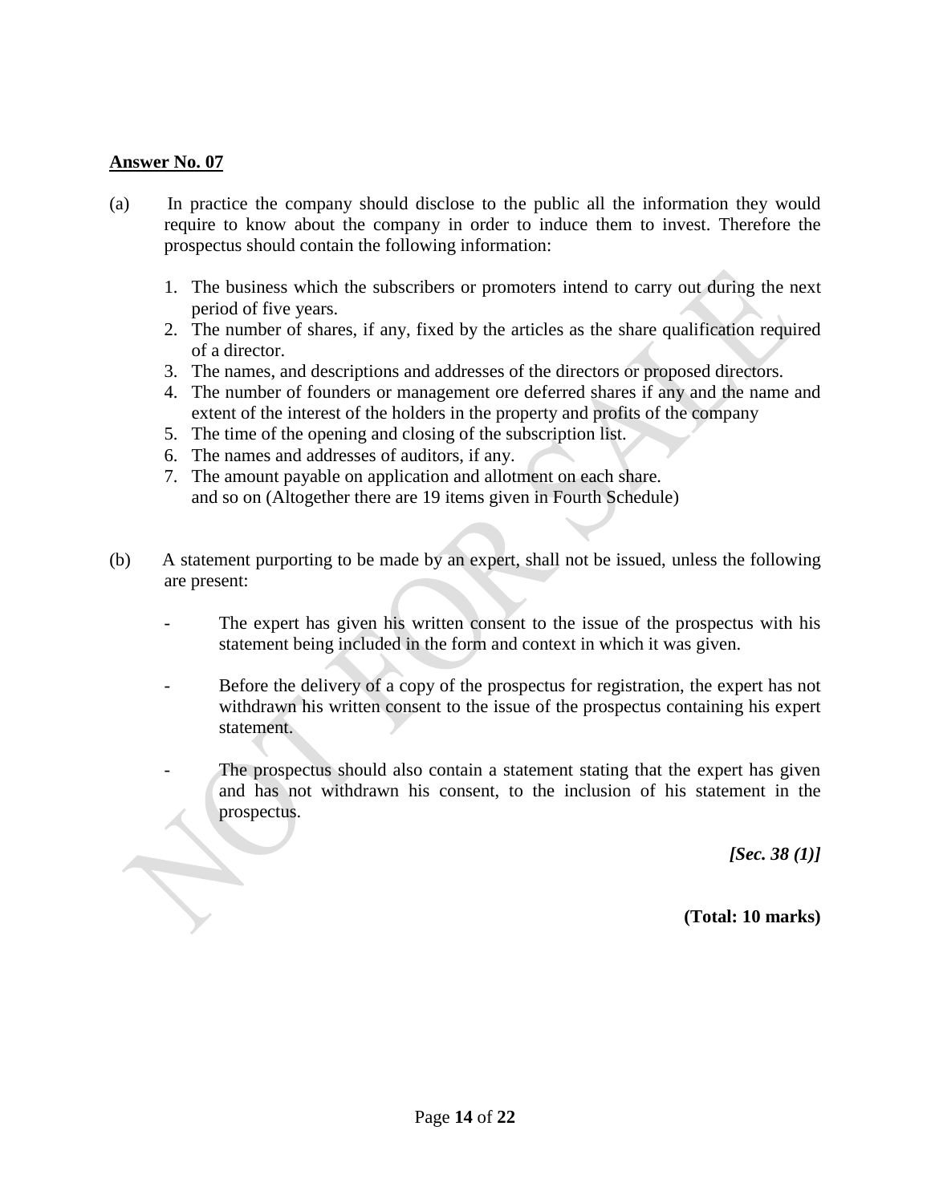**Answer No. 07**

(a) In practice the company should disclose to the public all the information they would require to know about the company in order to induce them to invest. Therefore the prospectus should contain the following information:

1. The business which the subscribers or promoters intend to carry out during the next period of five years.
2. The number of shares, if any, fixed by the articles as the share qualification required of a director.
3. The names, and descriptions and addresses of the directors or proposed directors.
4. The number of founders or management ore deferred shares if any and the name and extent of the interest of the holders in the property and profits of the company
5. The time of the opening and closing of the subscription list.
6. The names and addresses of auditors, if any.
7. The amount payable on application and allotment on each share.
   and so on (Altogether there are 19 items given in Fourth Schedule)

(b) A statement purporting to be made by an expert, shall not be issued, unless the following are present:

- The expert has given his written consent to the issue of the prospectus with his statement being included in the form and context in which it was given.

- Before the delivery of a copy of the prospectus for registration, the expert has not withdrawn his written consent to the issue of the prospectus containing his expert statement.

- The prospectus should also contain a statement stating that the expert has given and has not withdrawn his consent, to the inclusion of his statement in the prospectus.

*[Sec. 38 (1)]*

**(Total: 10 marks)**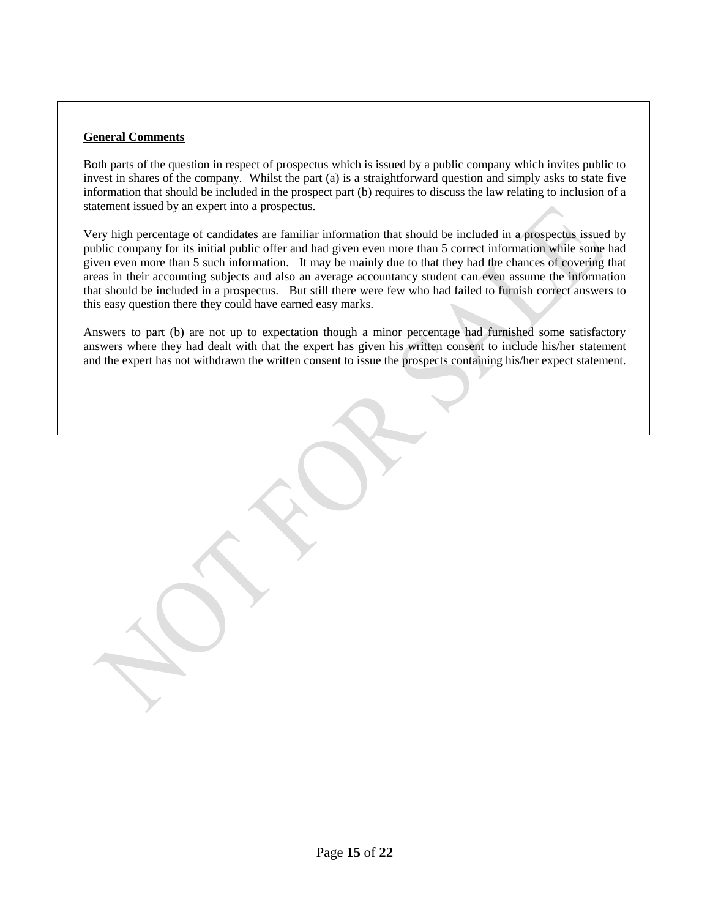**General Comments**

Both parts of the question in respect of prospectus which is issued by a public company which invites public to invest in shares of the company. Whilst the part (a) is a straightforward question and simply asks to state five information that should be included in the prospect part (b) requires to discuss the law relating to inclusion of a statement issued by an expert into a prospectus.

Very high percentage of candidates are familiar information that should be included in a prospectus issued by public company for its initial public offer and had given even more than 5 correct information while some had given even more than 5 such information. It may be mainly due to that they had the chances of covering that areas in their accounting subjects and also an average accountancy student can even assume the information that should be included in a prospectus. But still there were few who had failed to furnish correct answers to this easy question there they could have earned easy marks.

Answers to part (b) are not up to expectation though a minor percentage had furnished some satisfactory answers where they had dealt with that the expert has given his written consent to include his/her statement and the expert has not withdrawn the written consent to issue the prospects containing his/her expect statement.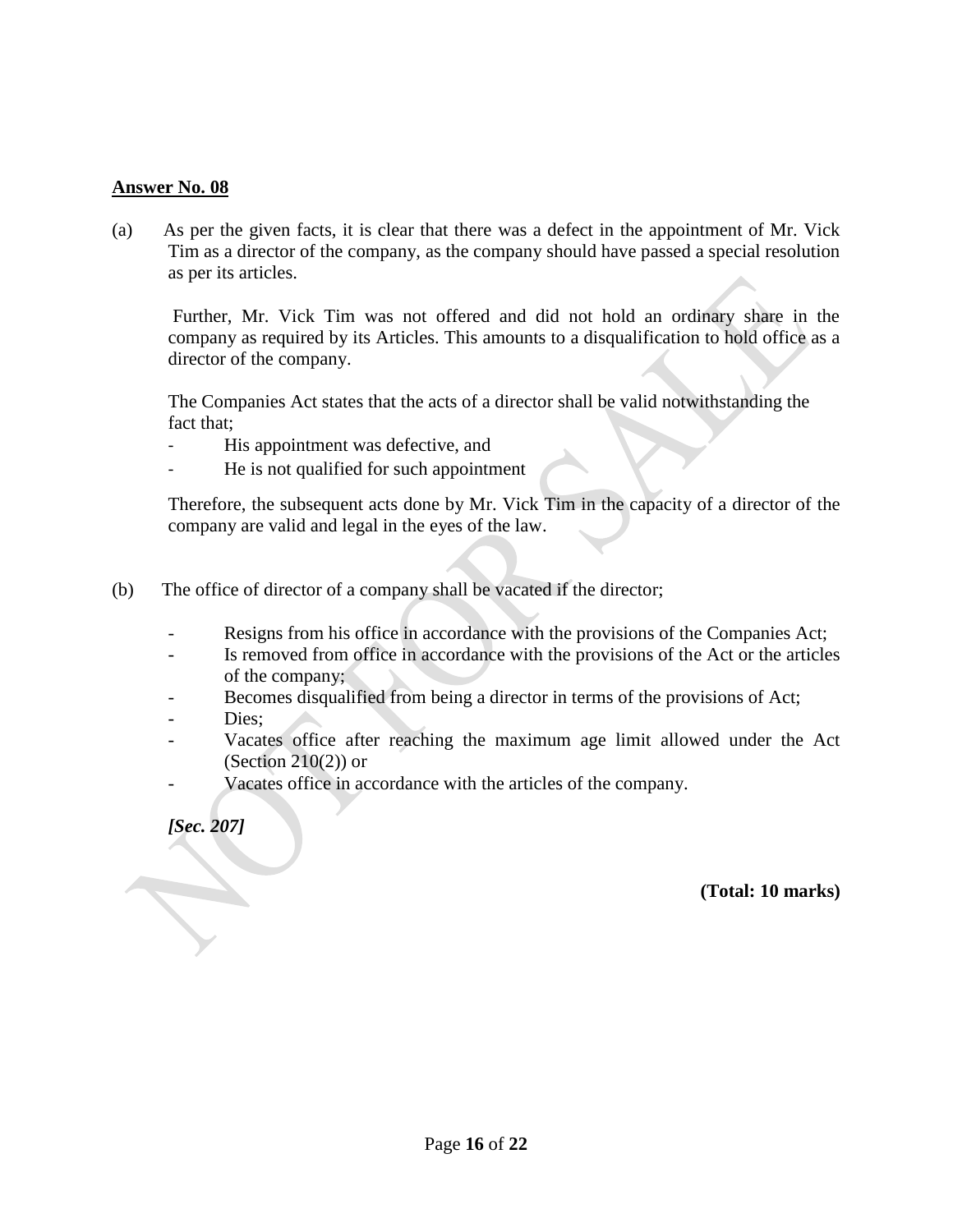**Answer No. 08**

(a) As per the given facts, it is clear that there was a defect in the appointment of Mr. Vick Tim as a director of the company, as the company should have passed a special resolution as per its articles.

Further, Mr. Vick Tim was not offered and did not hold an ordinary share in the company as required by its Articles. This amounts to a disqualification to hold office as a director of the company.

The Companies Act states that the acts of a director shall be valid notwithstanding the fact that;

- His appointment was defective, and
- He is not qualified for such appointment

Therefore, the subsequent acts done by Mr. Vick Tim in the capacity of a director of the company are valid and legal in the eyes of the law.

(b) The office of director of a company shall be vacated if the director;

- Resigns from his office in accordance with the provisions of the Companies Act;
- Is removed from office in accordance with the provisions of the Act or the articles of the company;
- Becomes disqualified from being a director in terms of the provisions of Act;
- Dies;
- Vacates office after reaching the maximum age limit allowed under the Act (Section 210(2)) or
- Vacates office in accordance with the articles of the company.

***[Sec. 207]***

**(Total: 10 marks)**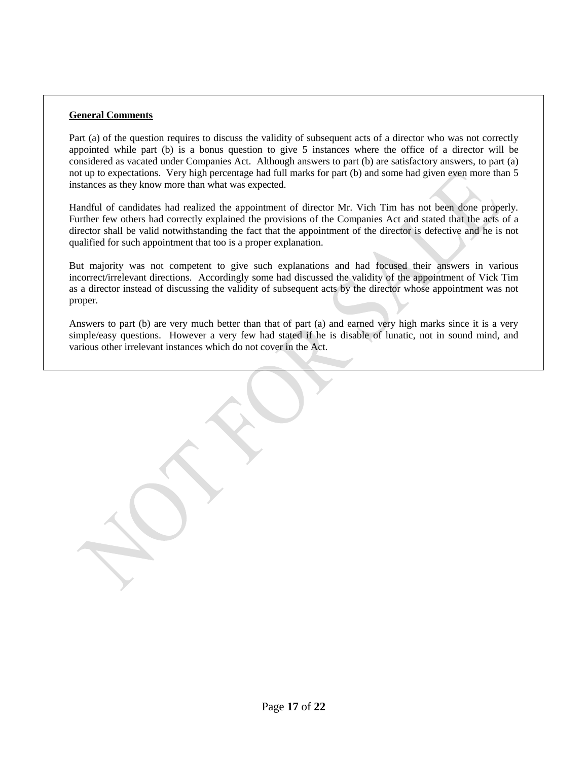**General Comments**

Part (a) of the question requires to discuss the validity of subsequent acts of a director who was not correctly appointed while part (b) is a bonus question to give 5 instances where the office of a director will be considered as vacated under Companies Act. Although answers to part (b) are satisfactory answers, to part (a) not up to expectations. Very high percentage had full marks for part (b) and some had given even more than 5 instances as they know more than what was expected.

Handful of candidates had realized the appointment of director Mr. Vich Tim has not been done properly. Further few others had correctly explained the provisions of the Companies Act and stated that the acts of a director shall be valid notwithstanding the fact that the appointment of the director is defective and he is not qualified for such appointment that too is a proper explanation.

But majority was not competent to give such explanations and had focused their answers in various incorrect/irrelevant directions. Accordingly some had discussed the validity of the appointment of Vick Tim as a director instead of discussing the validity of subsequent acts by the director whose appointment was not proper.

Answers to part (b) are very much better than that of part (a) and earned very high marks since it is a very simple/easy questions. However a very few had stated if he is disable of lunatic, not in sound mind, and various other irrelevant instances which do not cover in the Act.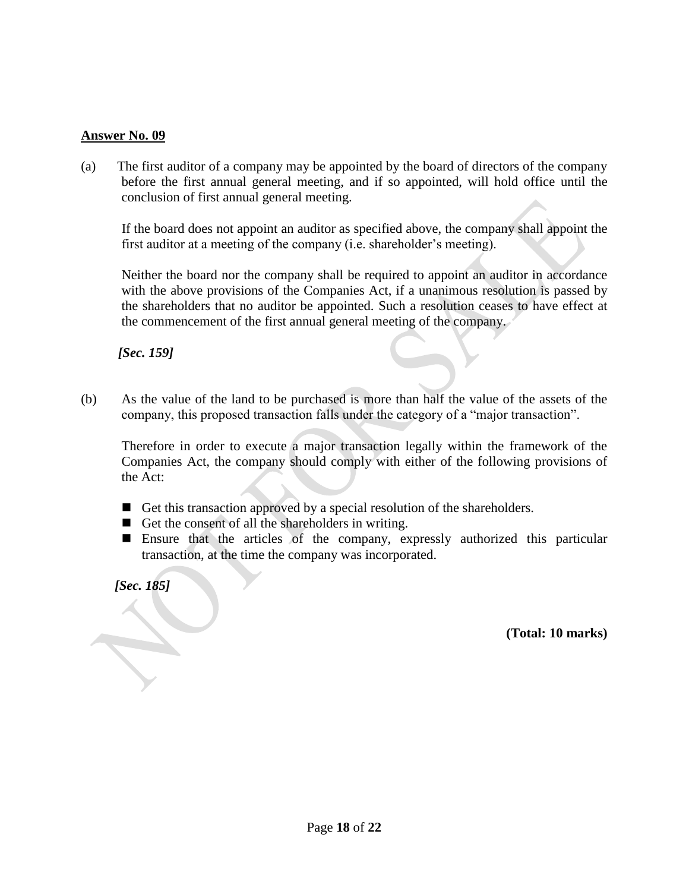**Answer No. 09**

(a) The first auditor of a company may be appointed by the board of directors of the company before the first annual general meeting, and if so appointed, will hold office until the conclusion of first annual general meeting.

If the board does not appoint an auditor as specified above, the company shall appoint the first auditor at a meeting of the company (i.e. shareholder's meeting).

Neither the board nor the company shall be required to appoint an auditor in accordance with the above provisions of the Companies Act, if a unanimous resolution is passed by the shareholders that no auditor be appointed. Such a resolution ceases to have effect at the commencement of the first annual general meeting of the company.

***[Sec. 159]***

(b) As the value of the land to be purchased is more than half the value of the assets of the company, this proposed transaction falls under the category of a "major transaction".

Therefore in order to execute a major transaction legally within the framework of the Companies Act, the company should comply with either of the following provisions of the Act:

- Get this transaction approved by a special resolution of the shareholders.
- Get the consent of all the shareholders in writing.
- Ensure that the articles of the company, expressly authorized this particular transaction, at the time the company was incorporated.

***[Sec. 185]***

**(Total: 10 marks)**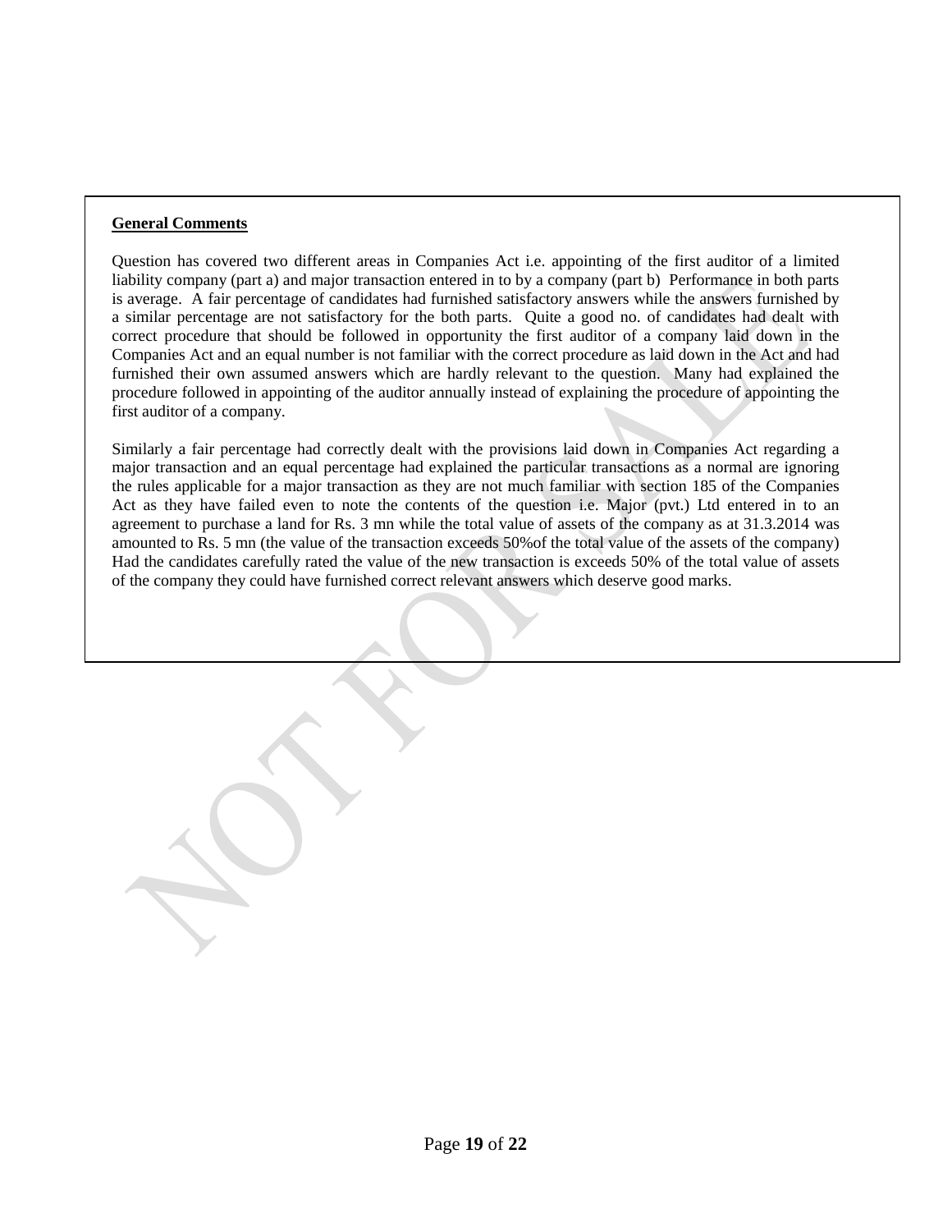**General Comments**

Question has covered two different areas in Companies Act i.e. appointing of the first auditor of a limited liability company (part a) and major transaction entered in to by a company (part b) Performance in both parts is average. A fair percentage of candidates had furnished satisfactory answers while the answers furnished by a similar percentage are not satisfactory for the both parts. Quite a good no. of candidates had dealt with correct procedure that should be followed in opportunity the first auditor of a company laid down in the Companies Act and an equal number is not familiar with the correct procedure as laid down in the Act and had furnished their own assumed answers which are hardly relevant to the question. Many had explained the procedure followed in appointing of the auditor annually instead of explaining the procedure of appointing the first auditor of a company.

Similarly a fair percentage had correctly dealt with the provisions laid down in Companies Act regarding a major transaction and an equal percentage had explained the particular transactions as a normal are ignoring the rules applicable for a major transaction as they are not much familiar with section 185 of the Companies Act as they have failed even to note the contents of the question i.e. Major (pvt.) Ltd entered in to an agreement to purchase a land for Rs. 3 mn while the total value of assets of the company as at 31.3.2014 was amounted to Rs. 5 mn (the value of the transaction exceeds 50%of the total value of the assets of the company) Had the candidates carefully rated the value of the new transaction is exceeds 50% of the total value of assets of the company they could have furnished correct relevant answers which deserve good marks.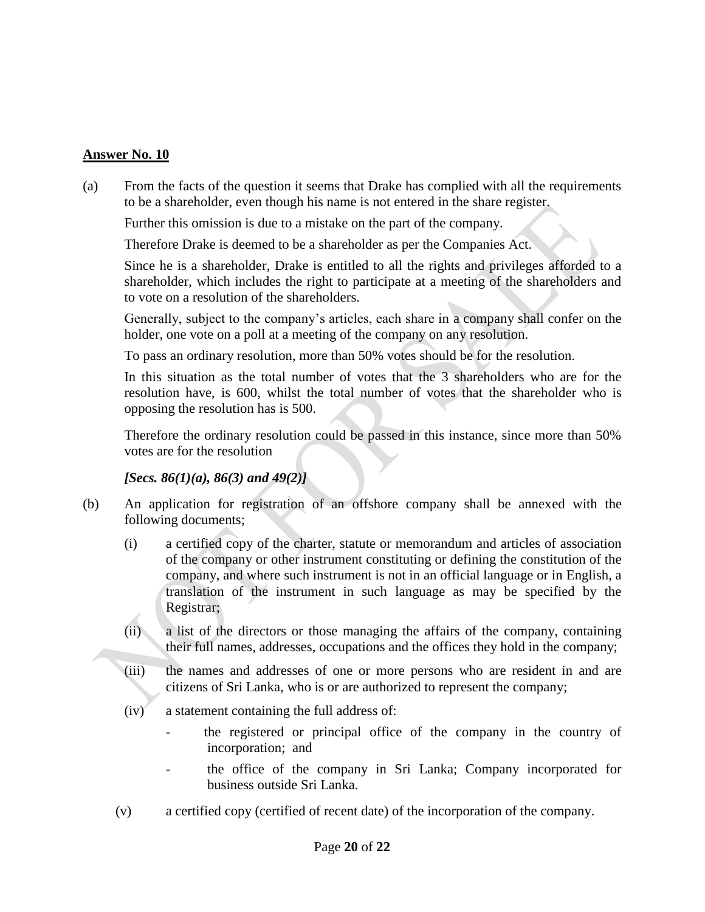**Answer No. 10**

(a) From the facts of the question it seems that Drake has complied with all the requirements to be a shareholder, even though his name is not entered in the share register.

Further this omission is due to a mistake on the part of the company.

Therefore Drake is deemed to be a shareholder as per the Companies Act.

Since he is a shareholder, Drake is entitled to all the rights and privileges afforded to a shareholder, which includes the right to participate at a meeting of the shareholders and to vote on a resolution of the shareholders.

Generally, subject to the company's articles, each share in a company shall confer on the holder, one vote on a poll at a meeting of the company on any resolution.

To pass an ordinary resolution, more than 50% votes should be for the resolution.

In this situation as the total number of votes that the 3 shareholders who are for the resolution have, is 600, whilst the total number of votes that the shareholder who is opposing the resolution has is 500.

Therefore the ordinary resolution could be passed in this instance, since more than 50% votes are for the resolution

***[Secs. 86(1)(a), 86(3) and 49(2)]***

(b) An application for registration of an offshore company shall be annexed with the following documents;

(i) a certified copy of the charter, statute or memorandum and articles of association of the company or other instrument constituting or defining the constitution of the company, and where such instrument is not in an official language or in English, a translation of the instrument in such language as may be specified by the Registrar;

(ii) a list of the directors or those managing the affairs of the company, containing their full names, addresses, occupations and the offices they hold in the company;

(iii) the names and addresses of one or more persons who are resident in and are citizens of Sri Lanka, who is or are authorized to represent the company;

(iv) a statement containing the full address of:

- the registered or principal office of the company in the country of incorporation; and
- the office of the company in Sri Lanka; Company incorporated for business outside Sri Lanka.

(v) a certified copy (certified of recent date) of the incorporation of the company.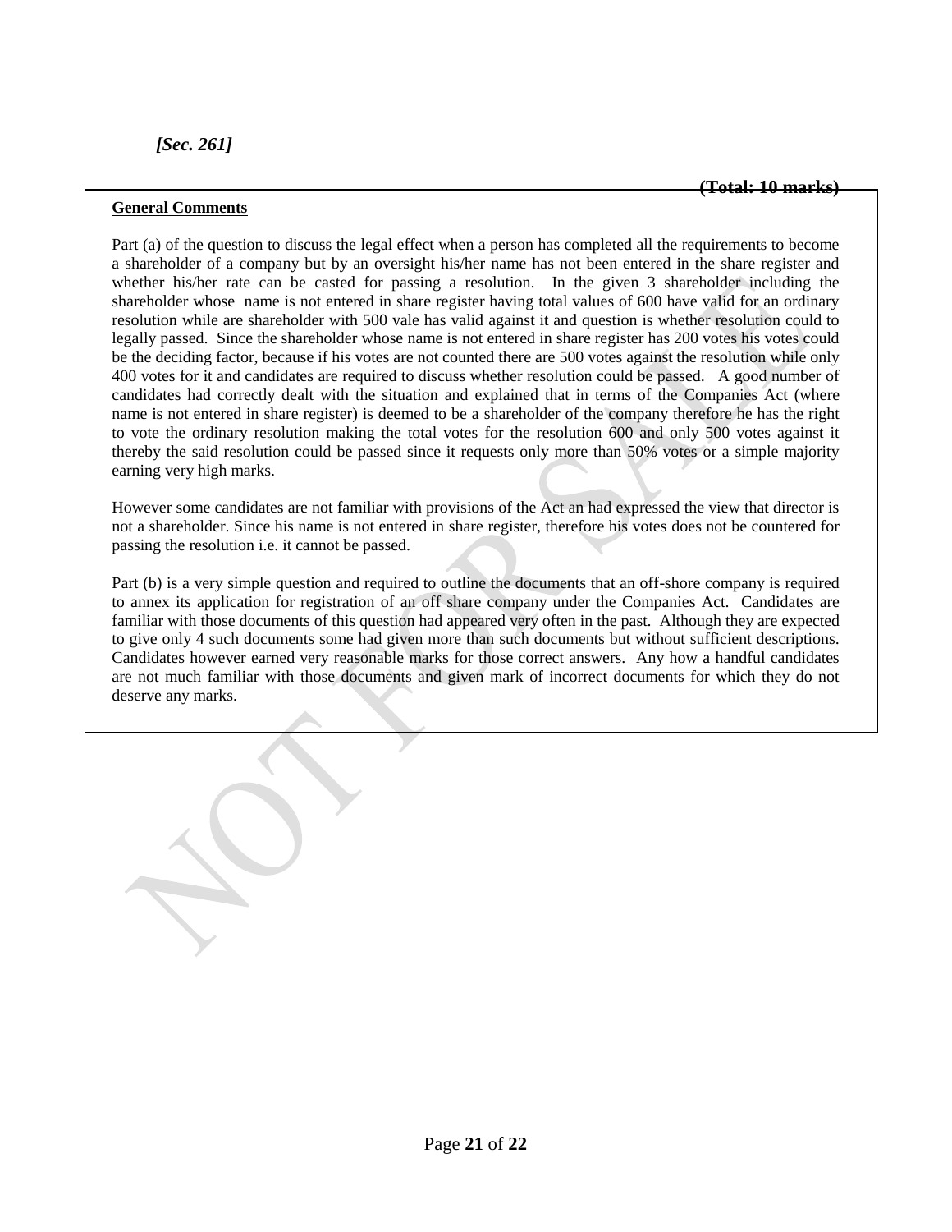*[Sec. 261]*

**(Total: 10 marks)**

**General Comments**

Part (a) of the question to discuss the legal effect when a person has completed all the requirements to become a shareholder of a company but by an oversight his/her name has not been entered in the share register and whether his/her rate can be casted for passing a resolution. In the given 3 shareholder including the shareholder whose name is not entered in share register having total values of 600 have valid for an ordinary resolution while are shareholder with 500 vale has valid against it and question is whether resolution could to legally passed. Since the shareholder whose name is not entered in share register has 200 votes his votes could be the deciding factor, because if his votes are not counted there are 500 votes against the resolution while only 400 votes for it and candidates are required to discuss whether resolution could be passed. A good number of candidates had correctly dealt with the situation and explained that in terms of the Companies Act (where name is not entered in share register) is deemed to be a shareholder of the company therefore he has the right to vote the ordinary resolution making the total votes for the resolution 600 and only 500 votes against it thereby the said resolution could be passed since it requests only more than 50% votes or a simple majority earning very high marks.

However some candidates are not familiar with provisions of the Act an had expressed the view that director is not a shareholder. Since his name is not entered in share register, therefore his votes does not be countered for passing the resolution i.e. it cannot be passed.

Part (b) is a very simple question and required to outline the documents that an off-shore company is required to annex its application for registration of an off share company under the Companies Act. Candidates are familiar with those documents of this question had appeared very often in the past. Although they are expected to give only 4 such documents some had given more than such documents but without sufficient descriptions. Candidates however earned very reasonable marks for those correct answers. Any how a handful candidates are not much familiar with those documents and given mark of incorrect documents for which they do not deserve any marks.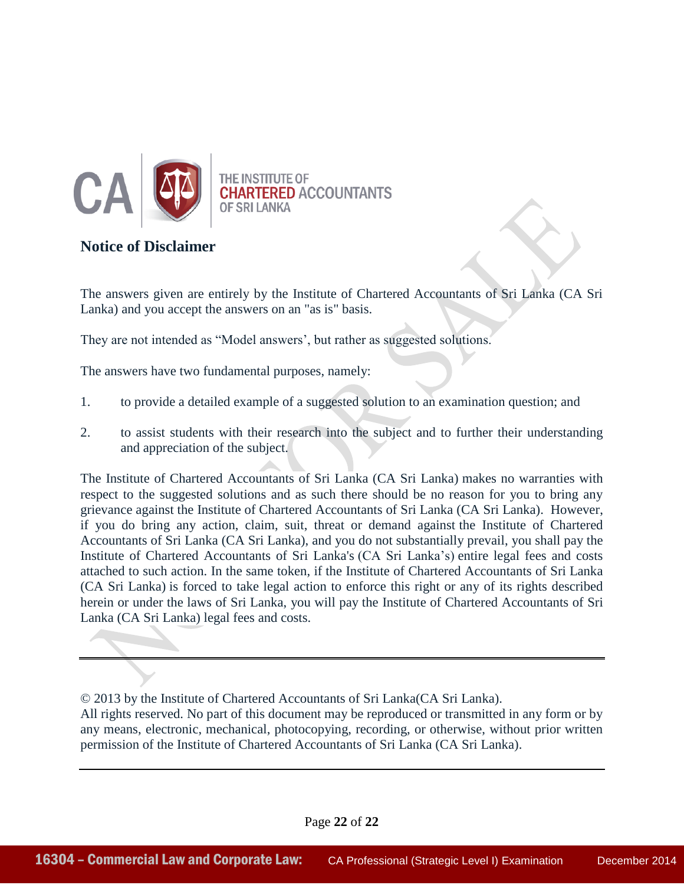THE INSTITUTE OF CHARTERED ACCOUNTANTS OF SRI LANKA

## Notice of Disclaimer

The answers given are entirely by the Institute of Chartered Accountants of Sri Lanka (CA Sri Lanka) and you accept the answers on an "as is" basis.

They are not intended as "Model answers', but rather as suggested solutions.

The answers have two fundamental purposes, namely:

1. to provide a detailed example of a suggested solution to an examination question; and

2. to assist students with their research into the subject and to further their understanding and appreciation of the subject.

The Institute of Chartered Accountants of Sri Lanka (CA Sri Lanka) makes no warranties with respect to the suggested solutions and as such there should be no reason for you to bring any grievance against the Institute of Chartered Accountants of Sri Lanka (CA Sri Lanka). However, if you do bring any action, claim, suit, threat or demand against the Institute of Chartered Accountants of Sri Lanka (CA Sri Lanka), and you do not substantially prevail, you shall pay the Institute of Chartered Accountants of Sri Lanka's (CA Sri Lanka's) entire legal fees and costs attached to such action. In the same token, if the Institute of Chartered Accountants of Sri Lanka (CA Sri Lanka) is forced to take legal action to enforce this right or any of its rights described herein or under the laws of Sri Lanka, you will pay the Institute of Chartered Accountants of Sri Lanka (CA Sri Lanka) legal fees and costs.

---

© 2013 by the Institute of Chartered Accountants of Sri Lanka(CA Sri Lanka).
All rights reserved. No part of this document may be reproduced or transmitted in any form or by any means, electronic, mechanical, photocopying, recording, or otherwise, without prior written permission of the Institute of Chartered Accountants of Sri Lanka (CA Sri Lanka).

---